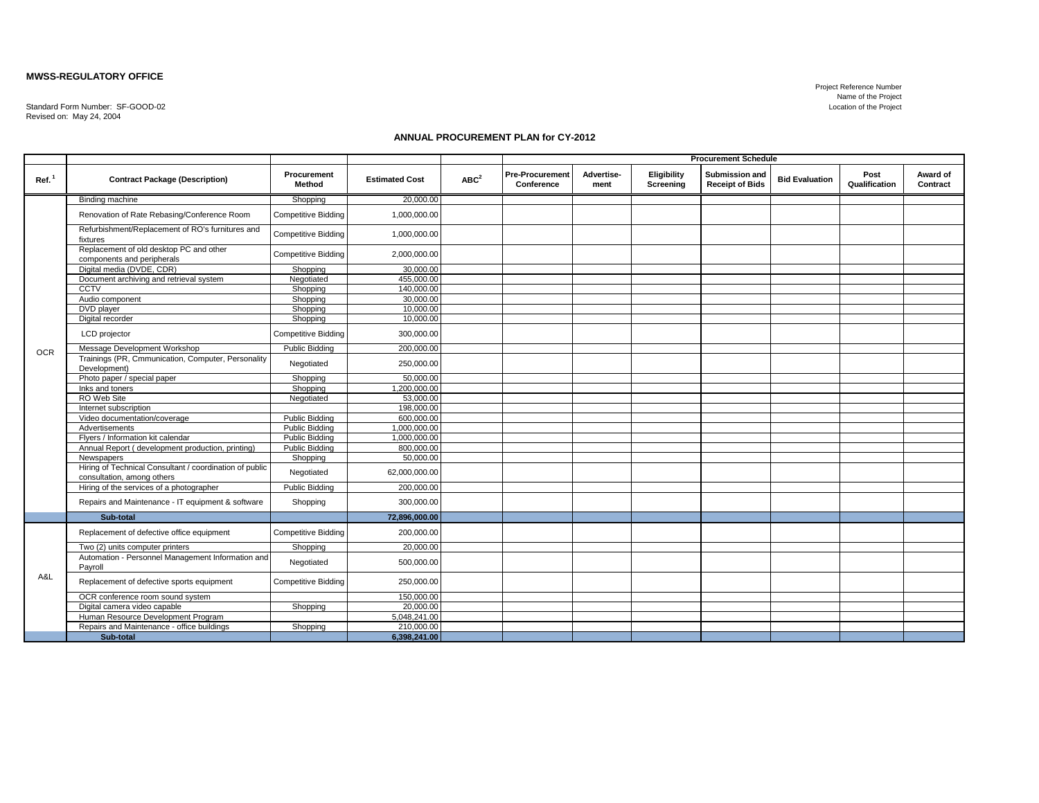**MWSS-REGULATORY OFFICE**

Project Reference Number
Name of the Project
Location of the Project

Standard Form Number: SF-GOOD-02
Revised on: May 24, 2004

## ANNUAL PROCUREMENT PLAN for CY-2012

| Ref.[1] | Contract Package (Description) | Procurement Method | Estimated Cost | ABC[2] | Procurement Schedule | | | | | | |
|---|---|---|---|---|---|---|---|---|---|---|---|
| | | | | | Pre-Procurement Conference | Advertise-ment | Eligibility Screening | Submission and Receipt of Bids | Bid Evaluation | Post Qualification | Award of Contract |
| OCR | Binding machine | Shopping | 20,000.00 | | | | | | | | |
| | Renovation of Rate Rebasing/Conference Room | Competitive Bidding | 1,000,000.00 | | | | | | | | |
| | Refurbishment/Replacement of RO's furnitures and fixtures | Competitive Bidding | 1,000,000.00 | | | | | | | | |
| | Replacement of old desktop PC and other components and peripherals | Competitive Bidding | 2,000,000.00 | | | | | | | | |
| | Digital media (DVDE, CDR) | Shopping | 30,000.00 | | | | | | | | |
| | Document archiving and retrieval system | Negotiated | 455,000.00 | | | | | | | | |
| | CCTV | Shopping | 140,000.00 | | | | | | | | |
| | Audio component | Shopping | 30,000.00 | | | | | | | | |
| | DVD player | Shopping | 10,000.00 | | | | | | | | |
| | Digital recorder | Shopping | 10,000.00 | | | | | | | | |
| | LCD projector | Competitive Bidding | 300,000.00 | | | | | | | | |
| | Message Development Workshop | Public Bidding | 200,000.00 | | | | | | | | |
| | Trainings (PR, Cmmunication, Computer, Personality Development) | Negotiated | 250,000.00 | | | | | | | | |
| | Photo paper / special paper | Shopping | 50,000.00 | | | | | | | | |
| | Inks and toners | Shopping | 1,200,000.00 | | | | | | | | |
| | RO Web Site | Negotiated | 53,000.00 | | | | | | | | |
| | Internet subscription | | 198,000.00 | | | | | | | | |
| | Video documentation/coverage | Public Bidding | 600,000.00 | | | | | | | | |
| | Advertisements | Public Bidding | 1,000,000.00 | | | | | | | | |
| | Flyers / Information kit calendar | Public Bidding | 1,000,000.00 | | | | | | | | |
| | Annual Report ( development production, printing) | Public Bidding | 800,000.00 | | | | | | | | |
| | Newspapers | Shopping | 50,000.00 | | | | | | | | |
| | Hiring of Technical Consultant / coordination of public consultation, among others | Negotiated | 62,000,000.00 | | | | | | | | |
| | Hiring of the services of a photographer | Public Bidding | 200,000.00 | | | | | | | | |
| | Repairs and Maintenance - IT equipment & software | Shopping | 300,000.00 | | | | | | | | |
| | **Sub-total** | | **72,896,000.00** | | | | | | | | |
| A&L | Replacement of defective office equipment | Competitive Bidding | 200,000.00 | | | | | | | | |
| | Two (2) units computer printers | Shopping | 20,000.00 | | | | | | | | |
| | Automation - Personnel Management Information and Payroll | Negotiated | 500,000.00 | | | | | | | | |
| | Replacement of defective sports equipment | Competitive Bidding | 250,000.00 | | | | | | | | |
| | OCR conference room sound system | | 150,000.00 | | | | | | | | |
| | Digital camera video capable | Shopping | 20,000.00 | | | | | | | | |
| | Human Resource Development Program | | 5,048,241.00 | | | | | | | | |
| | Repairs and Maintenance - office buildings | Shopping | 210,000.00 | | | | | | | | |
| | **Sub-total** | | **6,398,241.00** | | | | | | | | |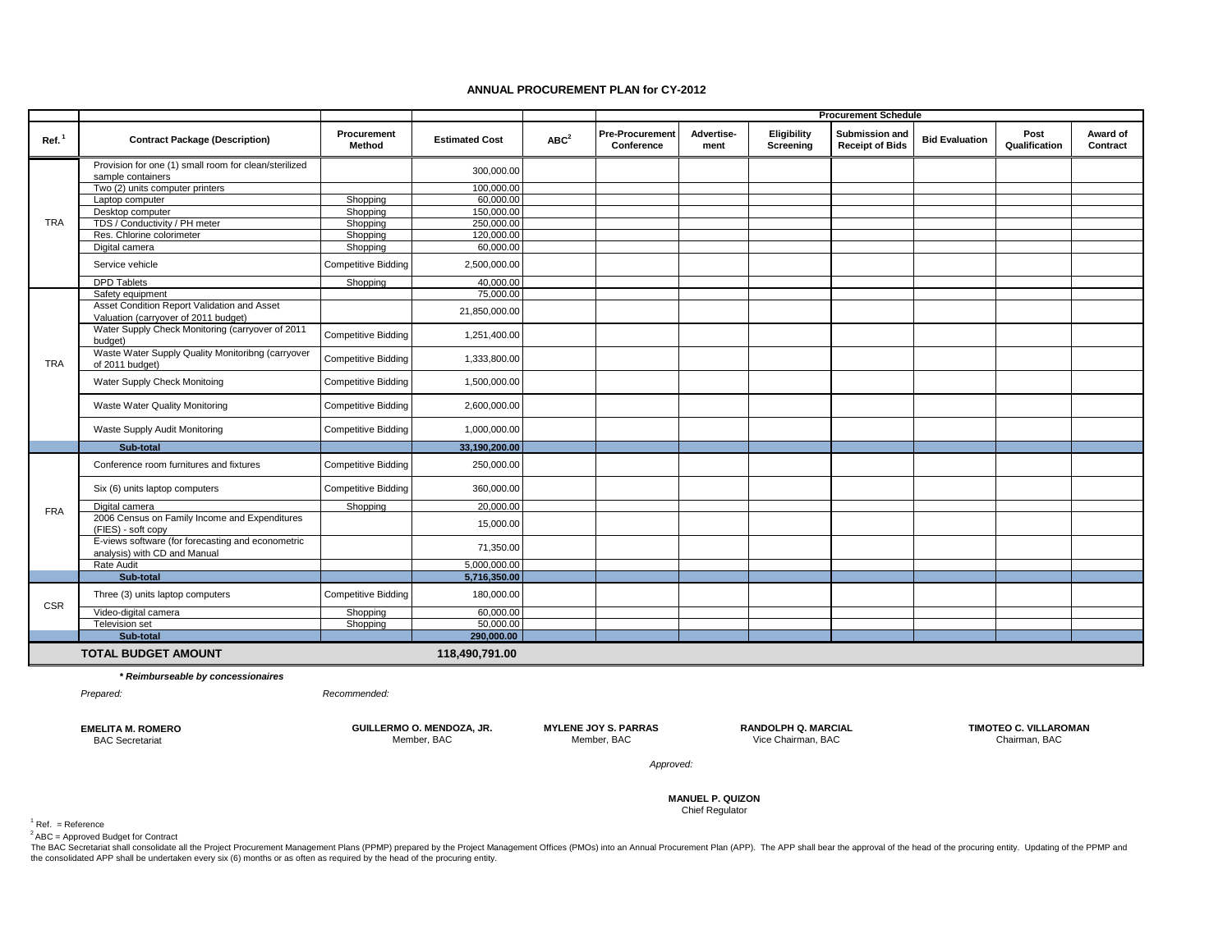### ANNUAL PROCUREMENT PLAN for CY-2012

| | | | | | Procurement Schedule | | | | | | |
|---|---|---|---|---|---|---|---|---|---|---|---|
| Ref. [1] | Contract Package (Description) | Procurement Method | Estimated Cost | ABC [2] | Pre-Procurement Conference | Advertise-ment | Eligibility Screening | Submission and Receipt of Bids | Bid Evaluation | Post Qualification | Award of Contract |
| TRA | Provision for one (1) small room for clean/sterilized sample containers | | 300,000.00 | | | | | | | | |
| | Two (2) units computer printers | | 100,000.00 | | | | | | | | |
| | Laptop computer | Shopping | 60,000.00 | | | | | | | | |
| | Desktop computer | Shopping | 150,000.00 | | | | | | | | |
| | TDS / Conductivity / PH meter | Shopping | 250,000.00 | | | | | | | | |
| | Res. Chlorine colorimeter | Shopping | 120,000.00 | | | | | | | | |
| | Digital camera | Shopping | 60,000.00 | | | | | | | | |
| | Service vehicle | Competitive Bidding | 2,500,000.00 | | | | | | | | |
| | DPD Tablets | Shopping | 40,000.00 | | | | | | | | |
| TRA | Safety equipment | | 75,000.00 | | | | | | | | |
| | Asset Condition Report Validation and Asset Valuation (carryover of 2011 budget) | | 21,850,000.00 | | | | | | | | |
| | Water Supply Check Monitoring (carryover of 2011 budget) | Competitive Bidding | 1,251,400.00 | | | | | | | | |
| | Waste Water Supply Quality Monitoribng (carryover of 2011 budget) | Competitive Bidding | 1,333,800.00 | | | | | | | | |
| | Water Supply Check Monitoing | Competitive Bidding | 1,500,000.00 | | | | | | | | |
| | Waste Water Quality Monitoring | Competitive Bidding | 2,600,000.00 | | | | | | | | |
| | Waste Supply Audit Monitoring | Competitive Bidding | 1,000,000.00 | | | | | | | | |
| | **Sub-total** | | **33,190,200.00** | | | | | | | | |
| FRA | Conference room furnitures and fixtures | Competitive Bidding | 250,000.00 | | | | | | | | |
| | Six (6) units laptop computers | Competitive Bidding | 360,000.00 | | | | | | | | |
| | Digital camera | Shopping | 20,000.00 | | | | | | | | |
| | 2006 Census on Family Income and Expenditures (FIES) - soft copy | | 15,000.00 | | | | | | | | |
| | E-views software (for forecasting and econometric analysis) with CD and Manual | | 71,350.00 | | | | | | | | |
| | Rate Audit | | 5,000,000.00 | | | | | | | | |
| | **Sub-total** | | **5,716,350.00** | | | | | | | | |
| CSR | Three (3) units laptop computers | Competitive Bidding | 180,000.00 | | | | | | | | |
| | Video-digital camera | Shopping | 60,000.00 | | | | | | | | |
| | Television set | Shopping | 50,000.00 | | | | | | | | |
| | **Sub-total** | | **290,000.00** | | | | | | | | |
| | **TOTAL BUDGET AMOUNT** | | **118,490,791.00** | | | | | | | | |

***\* Reimburseable by concessionaires***

*Prepared:*

**EMELITA M. ROMERO**
BAC Secretariat

*Recommended:*

**GUILLERMO O. MENDOZA, JR.**
Member, BAC

**MYLENE JOY S. PARRAS**
Member, BAC

**RANDOLPH Q. MARCIAL**
Vice Chairman, BAC

**TIMOTEO C. VILLAROMAN**
Chairman, BAC

*Approved:*

**MANUEL P. QUIZON**
Chief Regulator

[1] Ref. = Reference

[2] ABC = Approved Budget for Contract

The BAC Secretariat shall consolidate all the Project Procurement Management Plans (PPMP) prepared by the Project Management Offices (PMOs) into an Annual Procurement Plan (APP). The APP shall bear the approval of the head of the procuring entity. Updating of the PPMP and the consolidated APP shall be undertaken every six (6) months or as often as required by the head of the procuring entity.